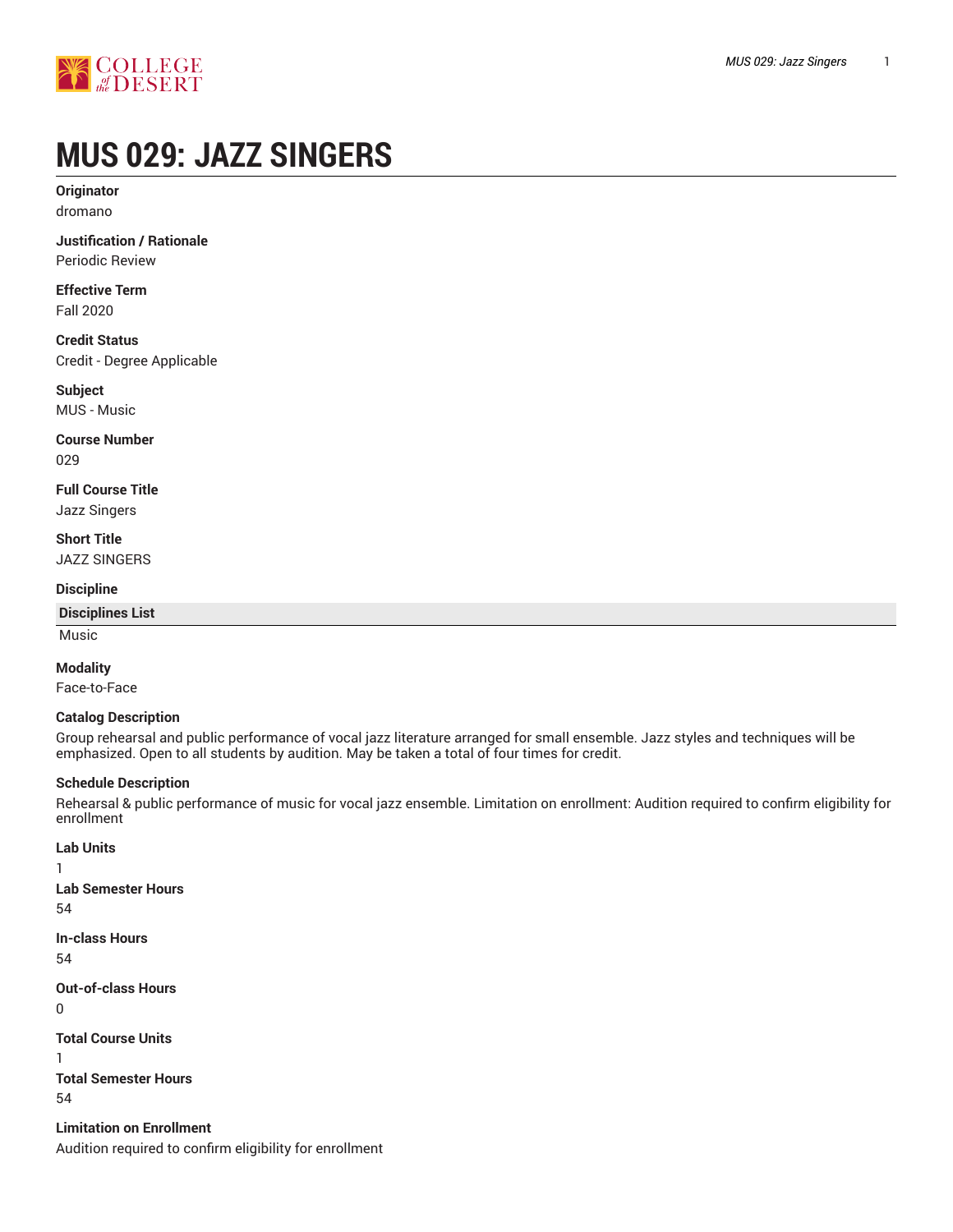# MUS 029: JAZZ SINGERS

**Originator**
dromano

**Justification / Rationale**
Periodic Review

**Effective Term**
Fall 2020

**Credit Status**
Credit - Degree Applicable

**Subject**
MUS - Music

**Course Number**
029

**Full Course Title**
Jazz Singers

**Short Title**
JAZZ SINGERS

**Discipline**

| Disciplines List |
| --- |
| Music |

**Modality**
Face-to-Face

**Catalog Description**
Group rehearsal and public performance of vocal jazz literature arranged for small ensemble. Jazz styles and techniques will be emphasized. Open to all students by audition. May be taken a total of four times for credit.

**Schedule Description**
Rehearsal & public performance of music for vocal jazz ensemble. Limitation on enrollment: Audition required to confirm eligibility for enrollment

**Lab Units**
1

**Lab Semester Hours**
54

**In-class Hours**
54

**Out-of-class Hours**
0

**Total Course Units**
1

**Total Semester Hours**
54

**Limitation on Enrollment**
Audition required to confirm eligibility for enrollment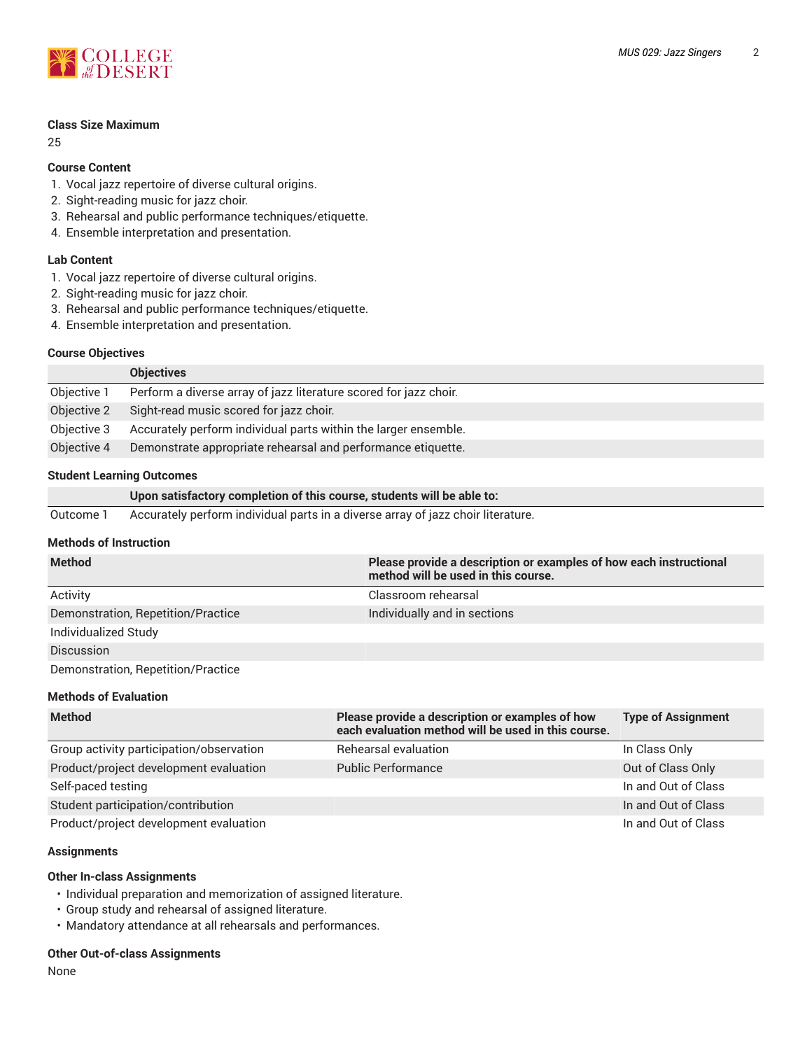### Class Size Maximum

25

### Course Content

1. Vocal jazz repertoire of diverse cultural origins.
2. Sight-reading music for jazz choir.
3. Rehearsal and public performance techniques/etiquette.
4. Ensemble interpretation and presentation.

### Lab Content

1. Vocal jazz repertoire of diverse cultural origins.
2. Sight-reading music for jazz choir.
3. Rehearsal and public performance techniques/etiquette.
4. Ensemble interpretation and presentation.

### Course Objectives

| | Objectives |
|---|---|
| Objective 1 | Perform a diverse array of jazz literature scored for jazz choir. |
| Objective 2 | Sight-read music scored for jazz choir. |
| Objective 3 | Accurately perform individual parts within the larger ensemble. |
| Objective 4 | Demonstrate appropriate rehearsal and performance etiquette. |

### Student Learning Outcomes

| | Upon satisfactory completion of this course, students will be able to: |
|---|---|
| Outcome 1 | Accurately perform individual parts in a diverse array of jazz choir literature. |

### Methods of Instruction

| Method | Please provide a description or examples of how each instructional method will be used in this course. |
|---|---|
| Activity | Classroom rehearsal |
| Demonstration, Repetition/Practice | Individually and in sections |
| Individualized Study | |
| Discussion | |
| Demonstration, Repetition/Practice | |

### Methods of Evaluation

| Method | Please provide a description or examples of how each evaluation method will be used in this course. | Type of Assignment |
|---|---|---|
| Group activity participation/observation | Rehearsal evaluation | In Class Only |
| Product/project development evaluation | Public Performance | Out of Class Only |
| Self-paced testing | | In and Out of Class |
| Student participation/contribution | | In and Out of Class |
| Product/project development evaluation | | In and Out of Class |

### Assignments

#### Other In-class Assignments

- Individual preparation and memorization of assigned literature.
- Group study and rehearsal of assigned literature.
- Mandatory attendance at all rehearsals and performances.

#### Other Out-of-class Assignments

None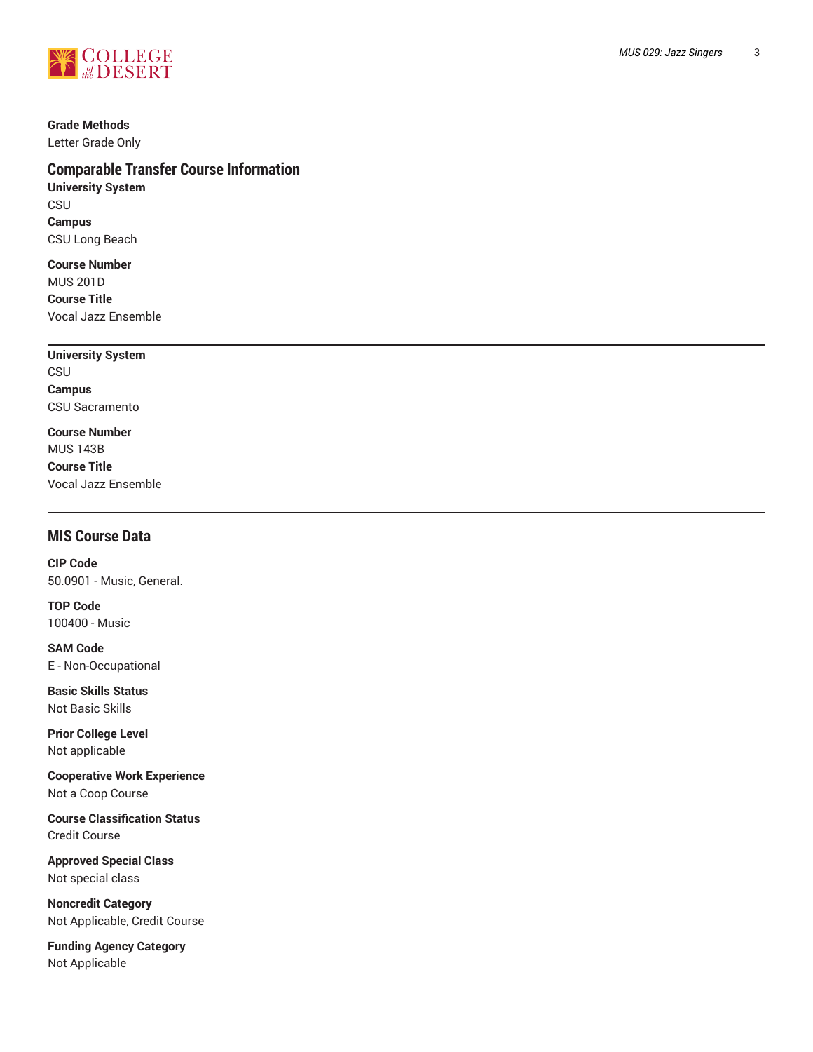**Grade Methods**
Letter Grade Only

## Comparable Transfer Course Information

**University System**
CSU
**Campus**
CSU Long Beach

**Course Number**
MUS 201D
**Course Title**
Vocal Jazz Ensemble

---

**University System**
CSU
**Campus**
CSU Sacramento

**Course Number**
MUS 143B
**Course Title**
Vocal Jazz Ensemble

---

## MIS Course Data

**CIP Code**
50.0901 - Music, General.

**TOP Code**
100400 - Music

**SAM Code**
E - Non-Occupational

**Basic Skills Status**
Not Basic Skills

**Prior College Level**
Not applicable

**Cooperative Work Experience**
Not a Coop Course

**Course Classification Status**
Credit Course

**Approved Special Class**
Not special class

**Noncredit Category**
Not Applicable, Credit Course

**Funding Agency Category**
Not Applicable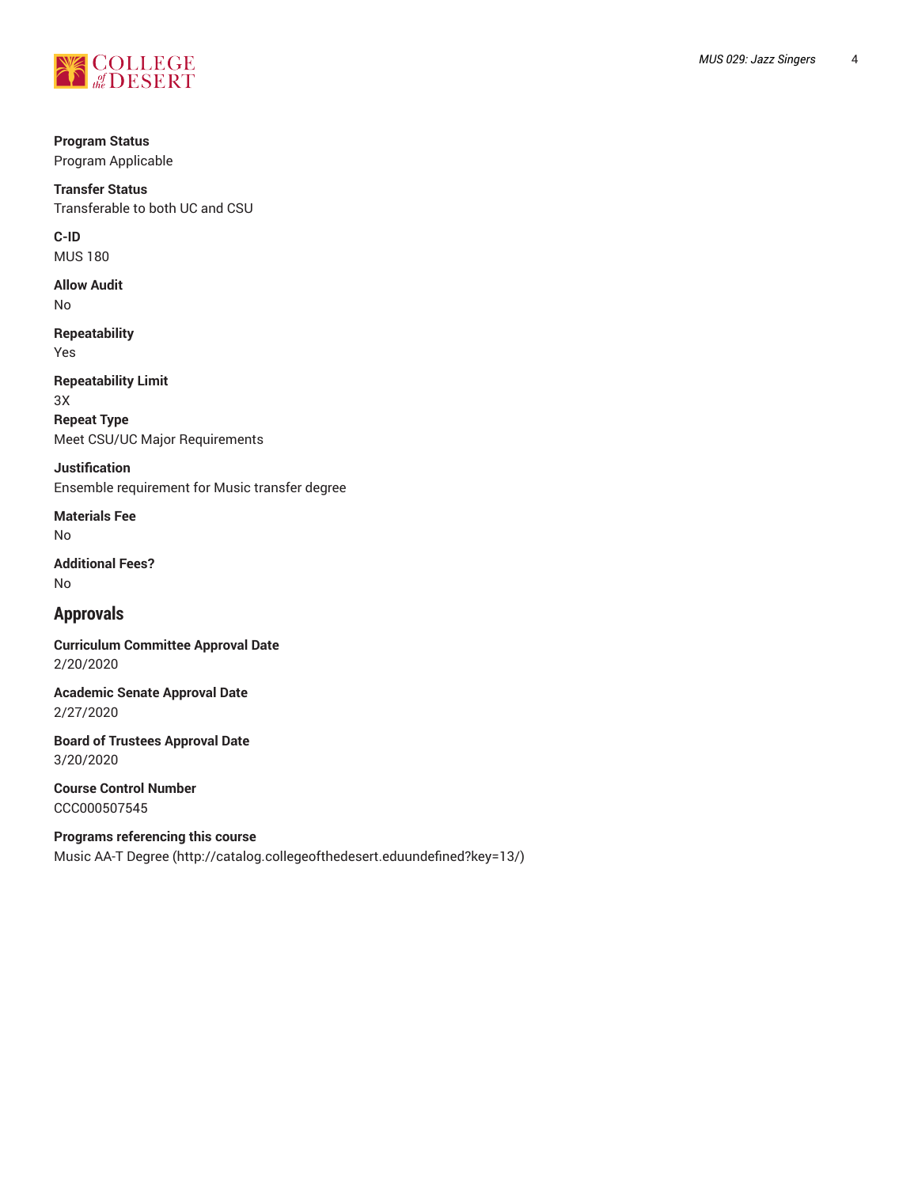**Program Status**
Program Applicable

**Transfer Status**
Transferable to both UC and CSU

**C-ID**
MUS 180

**Allow Audit**
No

**Repeatability**
Yes

**Repeatability Limit**
3X

**Repeat Type**
Meet CSU/UC Major Requirements

**Justification**
Ensemble requirement for Music transfer degree

**Materials Fee**
No

**Additional Fees?**
No

## Approvals

**Curriculum Committee Approval Date**
2/20/2020

**Academic Senate Approval Date**
2/27/2020

**Board of Trustees Approval Date**
3/20/2020

**Course Control Number**
CCC000507545

**Programs referencing this course**
Music AA-T Degree (http://catalog.collegeofthedesert.eduundefined?key=13/)